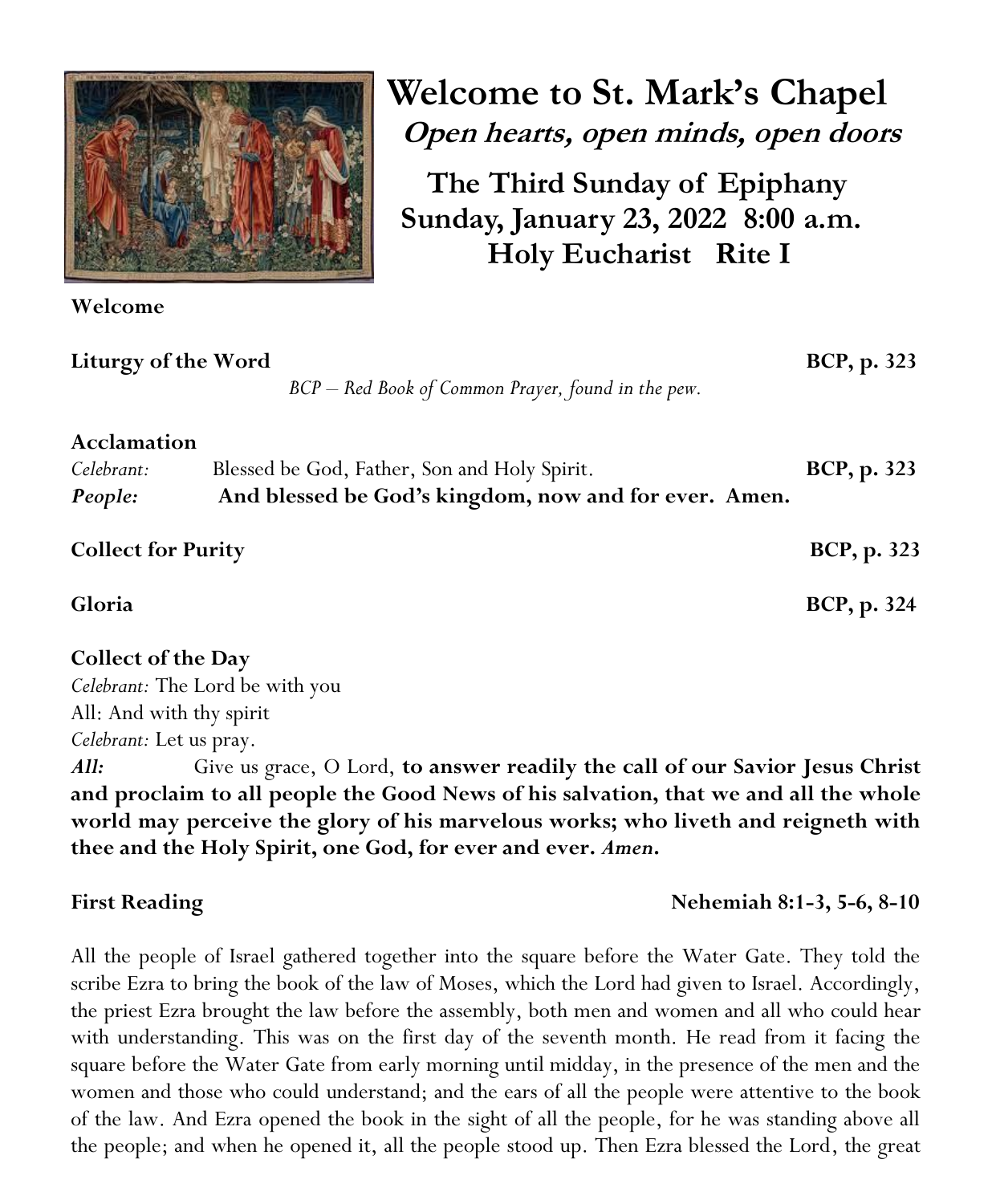# Welcome to St. Mark's Chapel

***Open hearts, open minds, open doors***

## The Third Sunday of Epiphany
## Sunday, January 23, 2022 8:00 a.m.
## Holy Eucharist Rite I

**Welcome**

**Liturgy of the Word** **BCP, p. 323**

*BCP – Red Book of Common Prayer, found in the pew.*

**Acclamation**

*Celebrant:* Blessed be God, Father, Son and Holy Spirit. **BCP, p. 323**

***People:*** **And blessed be God's kingdom, now and for ever. Amen.**

**Collect for Purity** **BCP, p. 323**

**Gloria** **BCP, p. 324**

**Collect of the Day**

*Celebrant:* The Lord be with you
All: And with thy spirit
*Celebrant:* Let us pray.

***All:*** Give us grace, O Lord, **to answer readily the call of our Savior Jesus Christ and proclaim to all people the Good News of his salvation, that we and all the whole world may perceive the glory of his marvelous works; who liveth and reigneth with thee and the Holy Spirit, one God, for ever and ever.** ***Amen*****.**

**First Reading** **Nehemiah 8:1-3, 5-6, 8-10**

All the people of Israel gathered together into the square before the Water Gate. They told the scribe Ezra to bring the book of the law of Moses, which the Lord had given to Israel. Accordingly, the priest Ezra brought the law before the assembly, both men and women and all who could hear with understanding. This was on the first day of the seventh month. He read from it facing the square before the Water Gate from early morning until midday, in the presence of the men and the women and those who could understand; and the ears of all the people were attentive to the book of the law. And Ezra opened the book in the sight of all the people, for he was standing above all the people; and when he opened it, all the people stood up. Then Ezra blessed the Lord, the great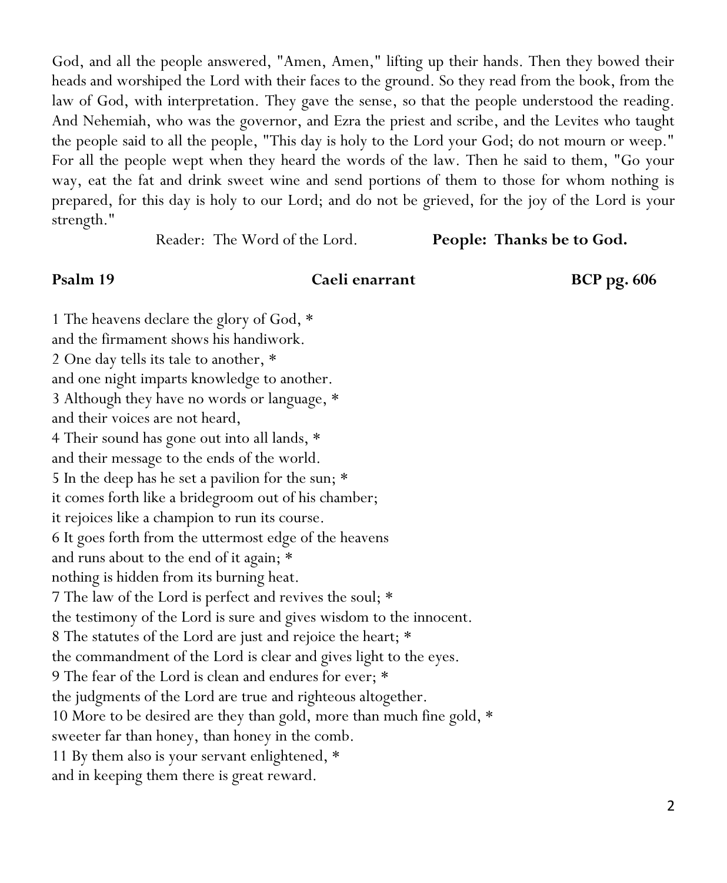God, and all the people answered, "Amen, Amen," lifting up their hands. Then they bowed their heads and worshiped the Lord with their faces to the ground. So they read from the book, from the law of God, with interpretation. They gave the sense, so that the people understood the reading. And Nehemiah, who was the governor, and Ezra the priest and scribe, and the Levites who taught the people said to all the people, "This day is holy to the Lord your God; do not mourn or weep." For all the people wept when they heard the words of the law. Then he said to them, "Go your way, eat the fat and drink sweet wine and send portions of them to those for whom nothing is prepared, for this day is holy to our Lord; and do not be grieved, for the joy of the Lord is your strength."

Reader: The Word of the Lord. **People: Thanks be to God.**

**Psalm 19** **Caeli enarrant** **BCP pg. 606**

1 The heavens declare the glory of God, *
and the firmament shows his handiwork.
2 One day tells its tale to another, *
and one night imparts knowledge to another.
3 Although they have no words or language, *
and their voices are not heard,
4 Their sound has gone out into all lands, *
and their message to the ends of the world.
5 In the deep has he set a pavilion for the sun; *
it comes forth like a bridegroom out of his chamber;
it rejoices like a champion to run its course.
6 It goes forth from the uttermost edge of the heavens
and runs about to the end of it again; *
nothing is hidden from its burning heat.
7 The law of the Lord is perfect and revives the soul; *
the testimony of the Lord is sure and gives wisdom to the innocent.
8 The statutes of the Lord are just and rejoice the heart; *
the commandment of the Lord is clear and gives light to the eyes.
9 The fear of the Lord is clean and endures for ever; *
the judgments of the Lord are true and righteous altogether.
10 More to be desired are they than gold, more than much fine gold, *
sweeter far than honey, than honey in the comb.
11 By them also is your servant enlightened, *
and in keeping them there is great reward.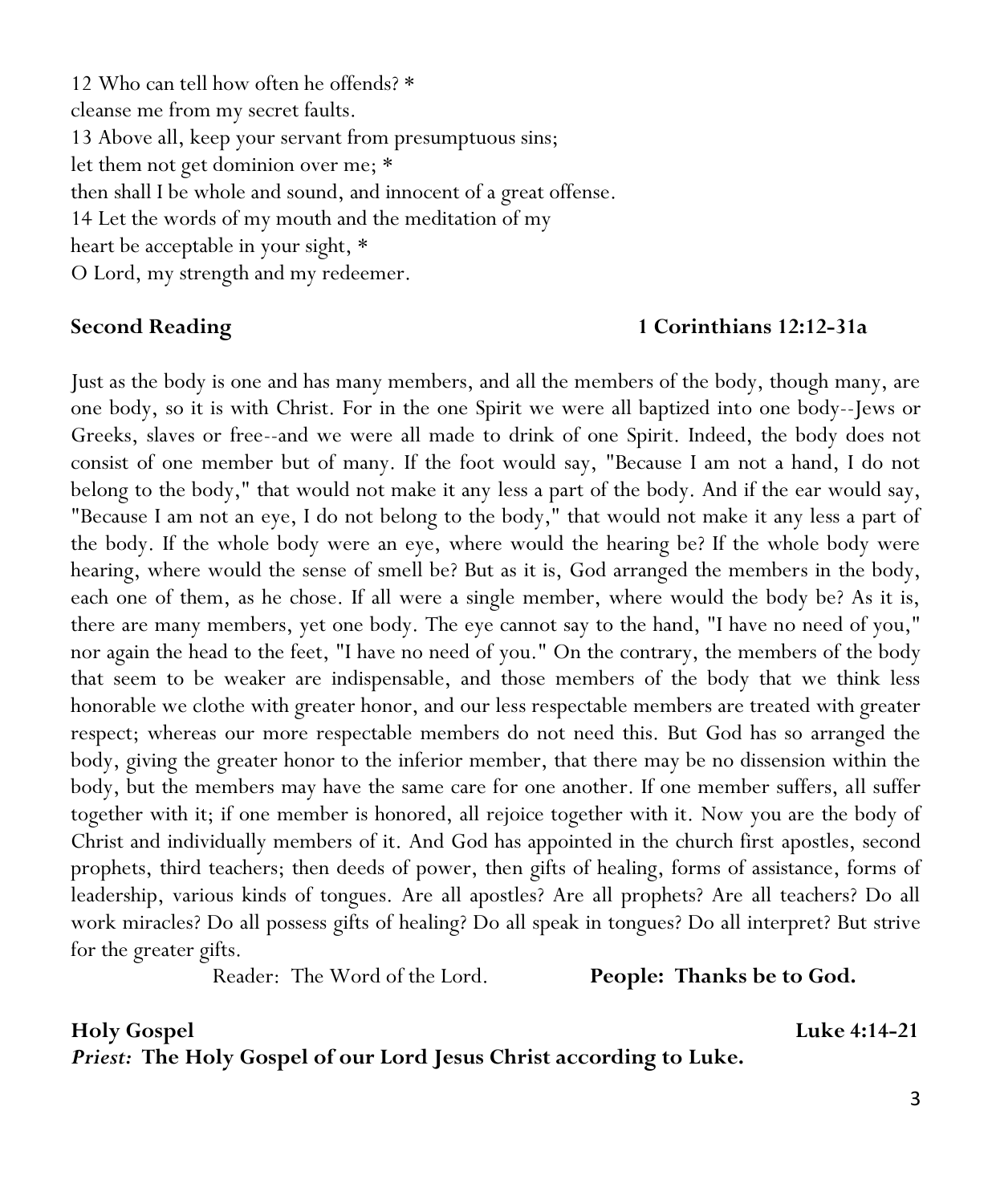12 Who can tell how often he offends? *
cleanse me from my secret faults.
13 Above all, keep your servant from presumptuous sins;
let them not get dominion over me; *
then shall I be whole and sound, and innocent of a great offense.
14 Let the words of my mouth and the meditation of my
heart be acceptable in your sight, *
O Lord, my strength and my redeemer.

**Second Reading** **1 Corinthians 12:12-31a**

Just as the body is one and has many members, and all the members of the body, though many, are one body, so it is with Christ. For in the one Spirit we were all baptized into one body--Jews or Greeks, slaves or free--and we were all made to drink of one Spirit. Indeed, the body does not consist of one member but of many. If the foot would say, "Because I am not a hand, I do not belong to the body," that would not make it any less a part of the body. And if the ear would say, "Because I am not an eye, I do not belong to the body," that would not make it any less a part of the body. If the whole body were an eye, where would the hearing be? If the whole body were hearing, where would the sense of smell be? But as it is, God arranged the members in the body, each one of them, as he chose. If all were a single member, where would the body be? As it is, there are many members, yet one body. The eye cannot say to the hand, "I have no need of you," nor again the head to the feet, "I have no need of you." On the contrary, the members of the body that seem to be weaker are indispensable, and those members of the body that we think less honorable we clothe with greater honor, and our less respectable members are treated with greater respect; whereas our more respectable members do not need this. But God has so arranged the body, giving the greater honor to the inferior member, that there may be no dissension within the body, but the members may have the same care for one another. If one member suffers, all suffer together with it; if one member is honored, all rejoice together with it. Now you are the body of Christ and individually members of it. And God has appointed in the church first apostles, second prophets, third teachers; then deeds of power, then gifts of healing, forms of assistance, forms of leadership, various kinds of tongues. Are all apostles? Are all prophets? Are all teachers? Do all work miracles? Do all possess gifts of healing? Do all speak in tongues? Do all interpret? But strive for the greater gifts.

Reader: The Word of the Lord. **People: Thanks be to God.**

**Holy Gospel** **Luke 4:14-21**

***Priest:*** **The Holy Gospel of our Lord Jesus Christ according to Luke.**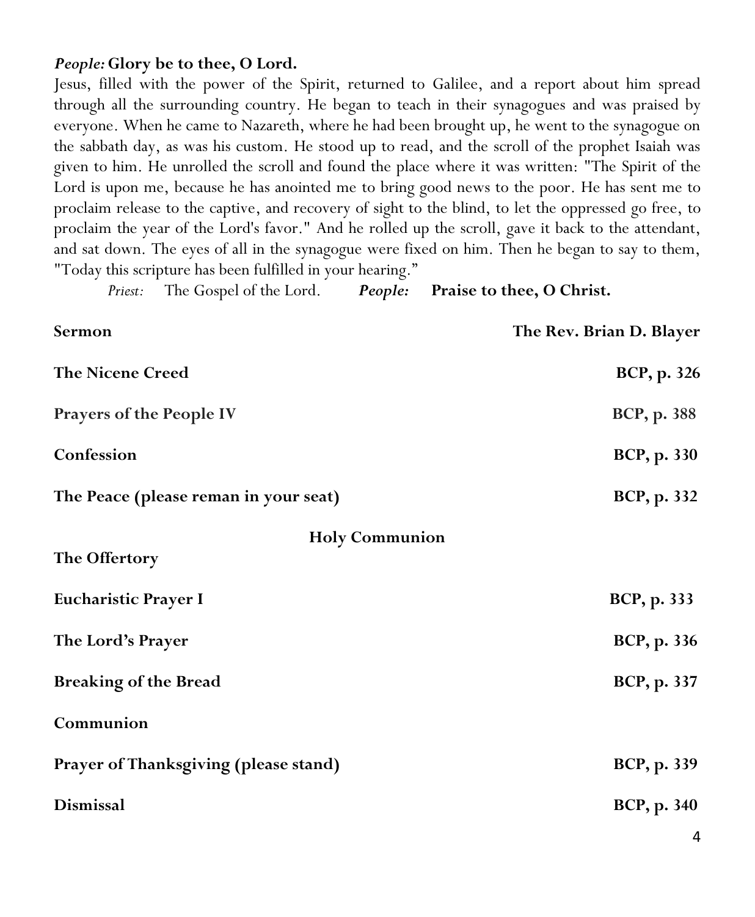***People:*** **Glory be to thee, O Lord.**

Jesus, filled with the power of the Spirit, returned to Galilee, and a report about him spread through all the surrounding country. He began to teach in their synagogues and was praised by everyone. When he came to Nazareth, where he had been brought up, he went to the synagogue on the sabbath day, as was his custom. He stood up to read, and the scroll of the prophet Isaiah was given to him. He unrolled the scroll and found the place where it was written: "The Spirit of the Lord is upon me, because he has anointed me to bring good news to the poor. He has sent me to proclaim release to the captive, and recovery of sight to the blind, to let the oppressed go free, to proclaim the year of the Lord's favor." And he rolled up the scroll, gave it back to the attendant, and sat down. The eyes of all in the synagogue were fixed on him. Then he began to say to them, "Today this scripture has been fulfilled in your hearing."

*Priest:* The Gospel of the Lord. ***People:*** **Praise to thee, O Christ.**

**Sermon** — **The Rev. Brian D. Blayer**

**The Nicene Creed** — **BCP, p. 326**

**Prayers of the People IV** — **BCP, p. 388**

**Confession** — **BCP, p. 330**

**The Peace (please reman in your seat)** — **BCP, p. 332**

**Holy Communion**

**The Offertory**

**Eucharistic Prayer I** — **BCP, p. 333**

**The Lord's Prayer** — **BCP, p. 336**

**Breaking of the Bread** — **BCP, p. 337**

**Communion**

**Prayer of Thanksgiving (please stand)** — **BCP, p. 339**

**Dismissal** — **BCP, p. 340**